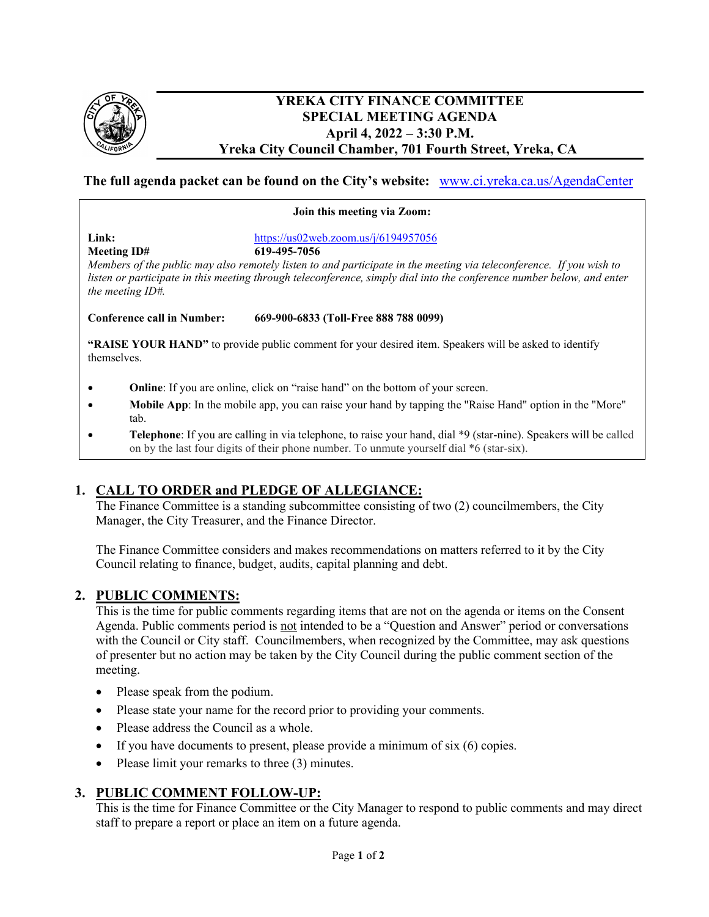# YREKA CITY FINANCE COMMITTEE
## SPECIAL MEETING AGENDA
**April 4, 2022 – 3:30 P.M.**
**Yreka City Council Chamber, 701 Fourth Street, Yreka, CA**

**The full agenda packet can be found on the City's website:** www.ci.yreka.ca.us/AgendaCenter

---

**Join this meeting via Zoom:**

**Link:** https://us02web.zoom.us/j/6194957056
**Meeting ID#** **619-495-7056**

*Members of the public may also remotely listen to and participate in the meeting via teleconference. If you wish to listen or participate in this meeting through teleconference, simply dial into the conference number below, and enter the meeting ID#.*

**Conference call in Number:** **669-900-6833 (Toll-Free 888 788 0099)**

**"RAISE YOUR HAND"** to provide public comment for your desired item. Speakers will be asked to identify themselves.

- **Online**: If you are online, click on "raise hand" on the bottom of your screen.
- **Mobile App**: In the mobile app, you can raise your hand by tapping the "Raise Hand" option in the "More" tab.
- **Telephone**: If you are calling in via telephone, to raise your hand, dial *9 (star-nine). Speakers will be called on by the last four digits of their phone number. To unmute yourself dial *6 (star-six).

---

## 1. CALL TO ORDER and PLEDGE OF ALLEGIANCE:

The Finance Committee is a standing subcommittee consisting of two (2) councilmembers, the City Manager, the City Treasurer, and the Finance Director.

The Finance Committee considers and makes recommendations on matters referred to it by the City Council relating to finance, budget, audits, capital planning and debt.

## 2. PUBLIC COMMENTS:

This is the time for public comments regarding items that are not on the agenda or items on the Consent Agenda. Public comments period is not intended to be a "Question and Answer" period or conversations with the Council or City staff. Councilmembers, when recognized by the Committee, may ask questions of presenter but no action may be taken by the City Council during the public comment section of the meeting.

- Please speak from the podium.
- Please state your name for the record prior to providing your comments.
- Please address the Council as a whole.
- If you have documents to present, please provide a minimum of six (6) copies.
- Please limit your remarks to three (3) minutes.

## 3. PUBLIC COMMENT FOLLOW-UP:

This is the time for Finance Committee or the City Manager to respond to public comments and may direct staff to prepare a report or place an item on a future agenda.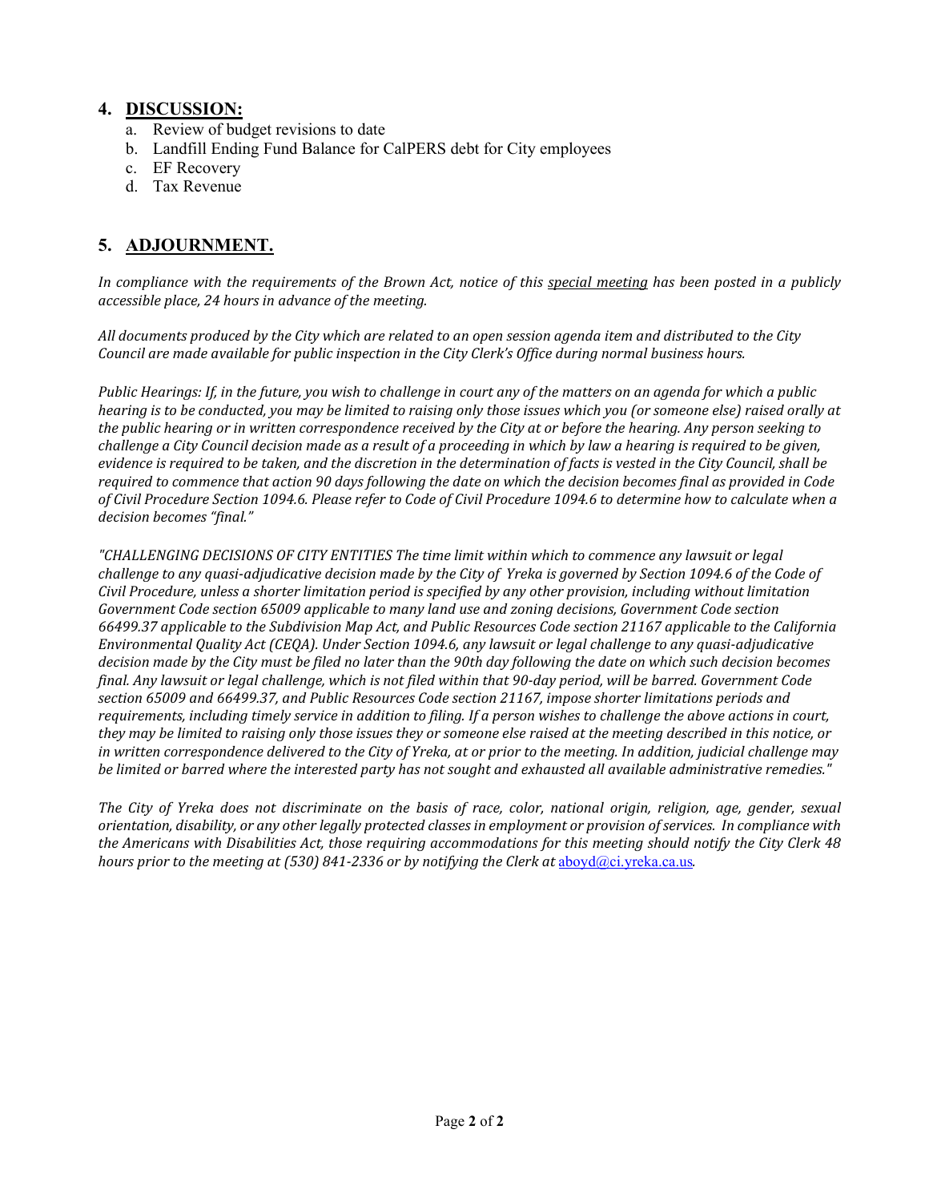## 4. DISCUSSION:

a. Review of budget revisions to date
b. Landfill Ending Fund Balance for CalPERS debt for City employees
c. EF Recovery
d. Tax Revenue

## 5. ADJOURNMENT.

*In compliance with the requirements of the Brown Act, notice of this special meeting has been posted in a publicly accessible place, 24 hours in advance of the meeting.*

*All documents produced by the City which are related to an open session agenda item and distributed to the City Council are made available for public inspection in the City Clerk's Office during normal business hours.*

*Public Hearings: If, in the future, you wish to challenge in court any of the matters on an agenda for which a public hearing is to be conducted, you may be limited to raising only those issues which you (or someone else) raised orally at the public hearing or in written correspondence received by the City at or before the hearing. Any person seeking to challenge a City Council decision made as a result of a proceeding in which by law a hearing is required to be given, evidence is required to be taken, and the discretion in the determination of facts is vested in the City Council, shall be required to commence that action 90 days following the date on which the decision becomes final as provided in Code of Civil Procedure Section 1094.6. Please refer to Code of Civil Procedure 1094.6 to determine how to calculate when a decision becomes "final."*

*"CHALLENGING DECISIONS OF CITY ENTITIES The time limit within which to commence any lawsuit or legal challenge to any quasi-adjudicative decision made by the City of Yreka is governed by Section 1094.6 of the Code of Civil Procedure, unless a shorter limitation period is specified by any other provision, including without limitation Government Code section 65009 applicable to many land use and zoning decisions, Government Code section 66499.37 applicable to the Subdivision Map Act, and Public Resources Code section 21167 applicable to the California Environmental Quality Act (CEQA). Under Section 1094.6, any lawsuit or legal challenge to any quasi-adjudicative decision made by the City must be filed no later than the 90th day following the date on which such decision becomes final. Any lawsuit or legal challenge, which is not filed within that 90-day period, will be barred. Government Code section 65009 and 66499.37, and Public Resources Code section 21167, impose shorter limitations periods and requirements, including timely service in addition to filing. If a person wishes to challenge the above actions in court, they may be limited to raising only those issues they or someone else raised at the meeting described in this notice, or in written correspondence delivered to the City of Yreka, at or prior to the meeting. In addition, judicial challenge may be limited or barred where the interested party has not sought and exhausted all available administrative remedies."*

*The City of Yreka does not discriminate on the basis of race, color, national origin, religion, age, gender, sexual orientation, disability, or any other legally protected classes in employment or provision of services. In compliance with the Americans with Disabilities Act, those requiring accommodations for this meeting should notify the City Clerk 48 hours prior to the meeting at (530) 841-2336 or by notifying the Clerk at* aboyd@ci.yreka.ca.us.